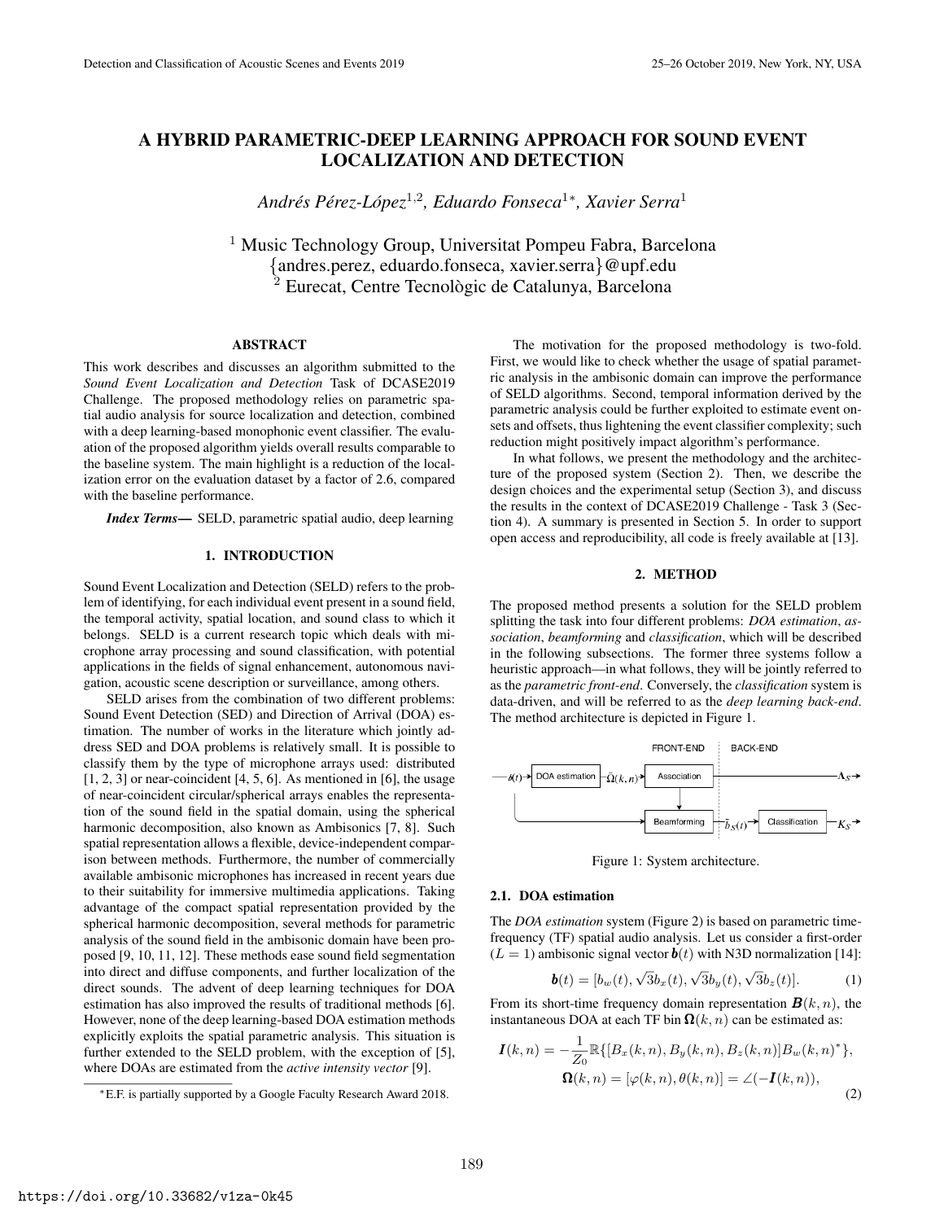# A HYBRID PARAMETRIC-DEEP LEARNING APPROACH FOR SOUND EVENT LOCALIZATION AND DETECTION

*Andrés Pérez-López*[1,2], *Eduardo Fonseca*[1*], *Xavier Serra*[1]

[1] Music Technology Group, Universitat Pompeu Fabra, Barcelona
{andres.perez, eduardo.fonseca, xavier.serra}@upf.edu
[2] Eurecat, Centre Tecnològic de Catalunya, Barcelona

## ABSTRACT

This work describes and discusses an algorithm submitted to the *Sound Event Localization and Detection* Task of DCASE2019 Challenge. The proposed methodology relies on parametric spatial audio analysis for source localization and detection, combined with a deep learning-based monophonic event classifier. The evaluation of the proposed algorithm yields overall results comparable to the baseline system. The main highlight is a reduction of the localization error on the evaluation dataset by a factor of 2.6, compared with the baseline performance.

***Index Terms—*** SELD, parametric spatial audio, deep learning

## 1. INTRODUCTION

Sound Event Localization and Detection (SELD) refers to the problem of identifying, for each individual event present in a sound field, the temporal activity, spatial location, and sound class to which it belongs. SELD is a current research topic which deals with microphone array processing and sound classification, with potential applications in the fields of signal enhancement, autonomous navigation, acoustic scene description or surveillance, among others.

SELD arises from the combination of two different problems: Sound Event Detection (SED) and Direction of Arrival (DOA) estimation. The number of works in the literature which jointly address SED and DOA problems is relatively small. It is possible to classify them by the type of microphone arrays used: distributed [1, 2, 3] or near-coincident [4, 5, 6]. As mentioned in [6], the usage of near-coincident circular/spherical arrays enables the representation of the sound field in the spatial domain, using the spherical harmonic decomposition, also known as Ambisonics [7, 8]. Such spatial representation allows a flexible, device-independent comparison between methods. Furthermore, the number of commercially available ambisonic microphones has increased in recent years due to their suitability for immersive multimedia applications. Taking advantage of the compact spatial representation provided by the spherical harmonic decomposition, several methods for parametric analysis of the sound field in the ambisonic domain have been proposed [9, 10, 11, 12]. These methods ease sound field segmentation into direct and diffuse components, and further localization of the direct sounds. The advent of deep learning techniques for DOA estimation has also improved the results of traditional methods [6]. However, none of the deep learning-based DOA estimation methods explicitly exploits the spatial parametric analysis. This situation is further extended to the SELD problem, with the exception of [5], where DOAs are estimated from the *active intensity vector* [9].

The motivation for the proposed methodology is two-fold. First, we would like to check whether the usage of spatial parametric analysis in the ambisonic domain can improve the performance of SELD algorithms. Second, temporal information derived by the parametric analysis could be further exploited to estimate event onsets and offsets, thus lightening the event classifier complexity; such reduction might positively impact algorithm's performance.

In what follows, we present the methodology and the architecture of the proposed system (Section 2). Then, we describe the design choices and the experimental setup (Section 3), and discuss the results in the context of DCASE2019 Challenge - Task 3 (Section 4). A summary is presented in Section 5. In order to support open access and reproducibility, all code is freely available at [13].

## 2. METHOD

The proposed method presents a solution for the SELD problem splitting the task into four different problems: *DOA estimation*, *association*, *beamforming* and *classification*, which will be described in the following subsections. The former three systems follow a heuristic approach—in what follows, they will be jointly referred to as the *parametric front-end*. Conversely, the *classification* system is data-driven, and will be referred to as the *deep learning back-end*. The method architecture is depicted in Figure 1.

Figure 1: System architecture.

### 2.1. DOA estimation

The *DOA estimation* system (Figure 2) is based on parametric time-frequency (TF) spatial audio analysis. Let us consider a first-order ($L = 1$) ambisonic signal vector $\boldsymbol{b}(t)$ with N3D normalization [14]:

$$\boldsymbol{b}(t) = [b_w(t), \sqrt{3}b_x(t), \sqrt{3}b_y(t), \sqrt{3}b_z(t)]. \quad (1)$$

From its short-time frequency domain representation $\boldsymbol{B}(k,n)$, the instantaneous DOA at each TF bin $\boldsymbol{\Omega}(k,n)$ can be estimated as:

$$\boldsymbol{I}(k,n) = -\frac{1}{Z_0}\mathbb{R}\{[B_x(k,n), B_y(k,n), B_z(k,n)]B_w(k,n)^*\},$$
$$\boldsymbol{\Omega}(k,n) = [\varphi(k,n), \theta(k,n)] = \angle(-\boldsymbol{I}(k,n)), \quad (2)$$

---
*E.F. is partially supported by a Google Faculty Research Award 2018.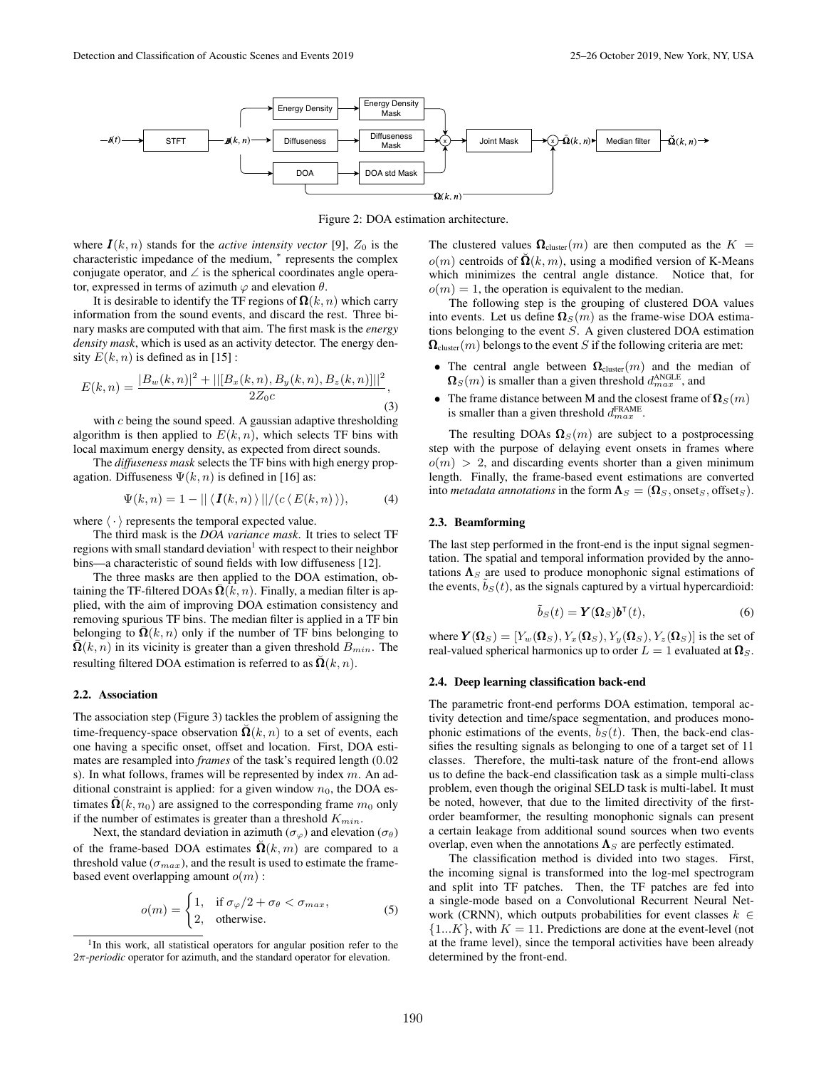Figure 2: DOA estimation architecture.

where $\boldsymbol{I}(k,n)$ stands for the *active intensity vector* [9], $Z_0$ is the characteristic impedance of the medium, $^*$ represents the complex conjugate operator, and $\angle$ is the spherical coordinates angle operator, expressed in terms of azimuth $\varphi$ and elevation $\theta$.

It is desirable to identify the TF regions of $\boldsymbol{\Omega}(k,n)$ which carry information from the sound events, and discard the rest. Three binary masks are computed with that aim. The first mask is the *energy density mask*, which is used as an activity detector. The energy density $E(k,n)$ is defined as in [15] :

$$E(k,n) = \frac{|B_w(k,n)|^2 + ||[B_x(k,n), B_y(k,n), B_z(k,n)]||^2}{2Z_0 c}, \tag{3}$$

with $c$ being the sound speed. A gaussian adaptive thresholding algorithm is then applied to $E(k,n)$, which selects TF bins with local maximum energy density, as expected from direct sounds.

The *diffuseness mask* selects the TF bins with high energy propagation. Diffuseness $\Psi(k,n)$ is defined in [16] as:

$$\Psi(k,n) = 1 - ||\,\langle \boldsymbol{I}(k,n) \rangle\,|| / (c\,\langle\, E(k,n)\,\rangle), \tag{4}$$

where $\langle \cdot \rangle$ represents the temporal expected value.

The third mask is the *DOA variance mask*. It tries to select TF regions with small standard deviation[1] with respect to their neighbor bins—a characteristic of sound fields with low diffuseness [12].

The three masks are then applied to the DOA estimation, obtaining the TF-filtered DOAs $\bar{\boldsymbol{\Omega}}(k,n)$. Finally, a median filter is applied, with the aim of improving DOA estimation consistency and removing spurious TF bins. The median filter is applied in a TF bin belonging to $\bar{\boldsymbol{\Omega}}(k,n)$ only if the number of TF bins belonging to $\bar{\boldsymbol{\Omega}}(k,n)$ in its vicinity is greater than a given threshold $B_{min}$. The resulting filtered DOA estimation is referred to as $\breve{\boldsymbol{\Omega}}(k,n)$.

### 2.2. Association

The association step (Figure 3) tackles the problem of assigning the time-frequency-space observation $\breve{\boldsymbol{\Omega}}(k,n)$ to a set of events, each one having a specific onset, offset and location. First, DOA estimates are resampled into *frames* of the task's required length (0.02 s). In what follows, frames will be represented by index $m$. An additional constraint is applied: for a given window $n_0$, the DOA estimates $\breve{\boldsymbol{\Omega}}(k,n_0)$ are assigned to the corresponding frame $m_0$ only if the number of estimates is greater than a threshold $K_{min}$.

Next, the standard deviation in azimuth ($\sigma_\varphi$) and elevation ($\sigma_\theta$) of the frame-based DOA estimates $\breve{\boldsymbol{\Omega}}(k,m)$ are compared to a threshold value ($\sigma_{max}$), and the result is used to estimate the frame-based event overlapping amount $o(m)$ :

$$o(m) = \begin{cases} 1, & \text{if } \sigma_\varphi/2 + \sigma_\theta < \sigma_{max}, \\ 2, & \text{otherwise.} \end{cases} \tag{5}$$

[1] In this work, all statistical operators for angular position refer to the $2\pi$-*periodic* operator for azimuth, and the standard operator for elevation.

The clustered values $\boldsymbol{\Omega}_{\text{cluster}}(m)$ are then computed as the $K = o(m)$ centroids of $\breve{\boldsymbol{\Omega}}(k,m)$, using a modified version of K-Means which minimizes the central angle distance. Notice that, for $o(m) = 1$, the operation is equivalent to the median.

The following step is the grouping of clustered DOA values into events. Let us define $\boldsymbol{\Omega}_S(m)$ as the frame-wise DOA estimations belonging to the event $S$. A given clustered DOA estimation $\boldsymbol{\Omega}_{\text{cluster}}(m)$ belongs to the event $S$ if the following criteria are met:

- The central angle between $\boldsymbol{\Omega}_{\text{cluster}}(m)$ and the median of $\boldsymbol{\Omega}_S(m)$ is smaller than a given threshold $d_{max}^{\text{ANGLE}}$, and
- The frame distance between M and the closest frame of $\boldsymbol{\Omega}_S(m)$ is smaller than a given threshold $d_{max}^{\text{FRAME}}$.

The resulting DOAs $\boldsymbol{\Omega}_S(m)$ are subject to a postprocessing step with the purpose of delaying event onsets in frames where $o(m) > 2$, and discarding events shorter than a given minimum length. Finally, the frame-based event estimations are converted into *metadata annotations* in the form $\boldsymbol{\Lambda}_S = (\boldsymbol{\Omega}_S, \text{onset}_S, \text{offset}_S)$.

### 2.3. Beamforming

The last step performed in the front-end is the input signal segmentation. The spatial and temporal information provided by the annotations $\boldsymbol{\Lambda}_S$ are used to produce monophonic signal estimations of the events, $\tilde{b}_S(t)$, as the signals captured by a virtual hypercardioid:

$$\tilde{b}_S(t) = \boldsymbol{Y}(\boldsymbol{\Omega}_S)\boldsymbol{b}^\intercal(t), \tag{6}$$

where $\boldsymbol{Y}(\boldsymbol{\Omega}_S) = [Y_w(\boldsymbol{\Omega}_S), Y_x(\boldsymbol{\Omega}_S), Y_y(\boldsymbol{\Omega}_S), Y_z(\boldsymbol{\Omega}_S)]$ is the set of real-valued spherical harmonics up to order $L = 1$ evaluated at $\boldsymbol{\Omega}_S$.

### 2.4. Deep learning classification back-end

The parametric front-end performs DOA estimation, temporal activity detection and time/space segmentation, and produces monophonic estimations of the events, $\tilde{b}_S(t)$. Then, the back-end classifies the resulting signals as belonging to one of a target set of 11 classes. Therefore, the multi-task nature of the front-end allows us to define the back-end classification task as a simple multi-class problem, even though the original SELD task is multi-label. It must be noted, however, that due to the limited directivity of the first-order beamformer, the resulting monophonic signals can present a certain leakage from additional sound sources when two events overlap, even when the annotations $\boldsymbol{\Lambda}_S$ are perfectly estimated.

The classification method is divided into two stages. First, the incoming signal is transformed into the log-mel spectrogram and split into TF patches. Then, the TF patches are fed into a single-mode based on a Convolutional Recurrent Neural Network (CRNN), which outputs probabilities for event classes $k \in \{1...K\}$, with $K = 11$. Predictions are done at the event-level (not at the frame level), since the temporal activities have been already determined by the front-end.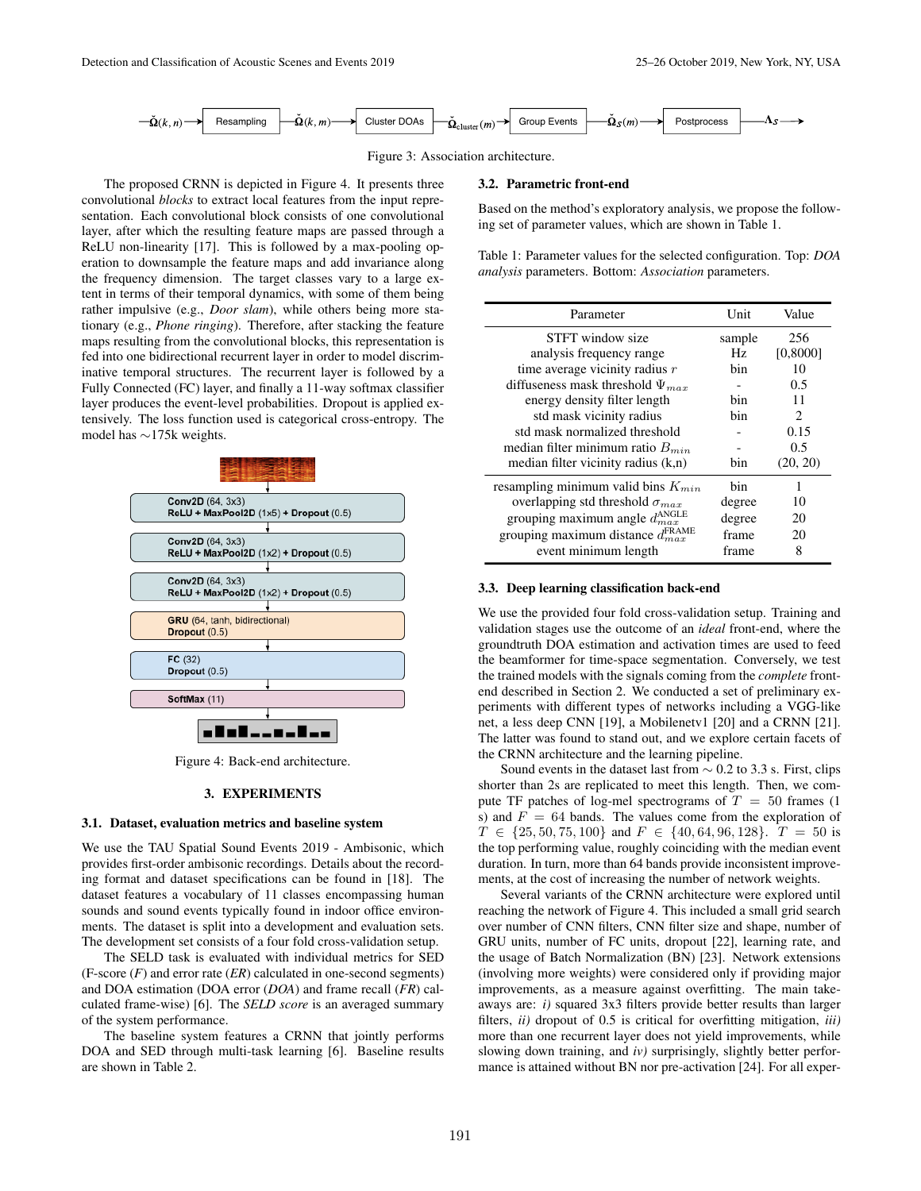Figure 3: Association architecture.

The proposed CRNN is depicted in Figure 4. It presents three convolutional *blocks* to extract local features from the input representation. Each convolutional block consists of one convolutional layer, after which the resulting feature maps are passed through a ReLU non-linearity [17]. This is followed by a max-pooling operation to downsample the feature maps and add invariance along the frequency dimension. The target classes vary to a large extent in terms of their temporal dynamics, with some of them being rather impulsive (e.g., *Door slam*), while others being more stationary (e.g., *Phone ringing*). Therefore, after stacking the feature maps resulting from the convolutional blocks, this representation is fed into one bidirectional recurrent layer in order to model discriminative temporal structures. The recurrent layer is followed by a Fully Connected (FC) layer, and finally a 11-way softmax classifier layer produces the event-level probabilities. Dropout is applied extensively. The loss function used is categorical cross-entropy. The model has ∼175k weights.

Figure 4: Back-end architecture.

## 3. EXPERIMENTS

### 3.1. Dataset, evaluation metrics and baseline system

We use the TAU Spatial Sound Events 2019 - Ambisonic, which provides first-order ambisonic recordings. Details about the recording format and dataset specifications can be found in [18]. The dataset features a vocabulary of 11 classes encompassing human sounds and sound events typically found in indoor office environments. The dataset is split into a development and evaluation sets. The development set consists of a four fold cross-validation setup.

The SELD task is evaluated with individual metrics for SED (F-score ($F$) and error rate ($ER$) calculated in one-second segments) and DOA estimation (DOA error ($DOA$) and frame recall ($FR$) calculated frame-wise) [6]. The *SELD score* is an averaged summary of the system performance.

The baseline system features a CRNN that jointly performs DOA and SED through multi-task learning [6]. Baseline results are shown in Table 2.

### 3.2. Parametric front-end

Based on the method's exploratory analysis, we propose the following set of parameter values, which are shown in Table 1.

Table 1: Parameter values for the selected configuration. Top: *DOA analysis* parameters. Bottom: *Association* parameters.

| Parameter | Unit | Value |
|---|---|---|
| STFT window size | sample | 256 |
| analysis frequency range | Hz | [0,8000] |
| time average vicinity radius $r$ | bin | 10 |
| diffuseness mask threshold $\Psi_{max}$ | - | 0.5 |
| energy density filter length | bin | 11 |
| std mask vicinity radius | bin | 2 |
| std mask normalized threshold | - | 0.15 |
| median filter minimum ratio $B_{min}$ | - | 0.5 |
| median filter vicinity radius (k,n) | bin | (20, 20) |
| resampling minimum valid bins $K_{min}$ | bin | 1 |
| overlapping std threshold $\sigma_{max}$ | degree | 10 |
| grouping maximum angle $d_{max}^{\text{ANGLE}}$ | degree | 20 |
| grouping maximum distance $d_{max}^{\text{FRAME}}$ | frame | 20 |
| event minimum length | frame | 8 |

### 3.3. Deep learning classification back-end

We use the provided four fold cross-validation setup. Training and validation stages use the outcome of an *ideal* front-end, where the groundtruth DOA estimation and activation times are used to feed the beamformer for time-space segmentation. Conversely, we test the trained models with the signals coming from the *complete* front-end described in Section 2. We conducted a set of preliminary experiments with different types of networks including a VGG-like net, a less deep CNN [19], a Mobilenetv1 [20] and a CRNN [21]. The latter was found to stand out, and we explore certain facets of the CRNN architecture and the learning pipeline.

Sound events in the dataset last from ∼ 0.2 to 3.3 s. First, clips shorter than 2s are replicated to meet this length. Then, we compute TF patches of log-mel spectrograms of $T = 50$ frames (1 s) and $F = 64$ bands. The values come from the exploration of $T \in \{25, 50, 75, 100\}$ and $F \in \{40, 64, 96, 128\}$. $T = 50$ is the top performing value, roughly coinciding with the median event duration. In turn, more than 64 bands provide inconsistent improvements, at the cost of increasing the number of network weights.

Several variants of the CRNN architecture were explored until reaching the network of Figure 4. This included a small grid search over number of CNN filters, CNN filter size and shape, number of GRU units, number of FC units, dropout [22], learning rate, and the usage of Batch Normalization (BN) [23]. Network extensions (involving more weights) were considered only if providing major improvements, as a measure against overfitting. The main takeaways are: *i)* squared 3x3 filters provide better results than larger filters, *ii)* dropout of 0.5 is critical for overfitting mitigation, *iii)* more than one recurrent layer does not yield improvements, while slowing down training, and *iv)* surprisingly, slightly better performance is attained without BN nor pre-activation [24]. For all exper-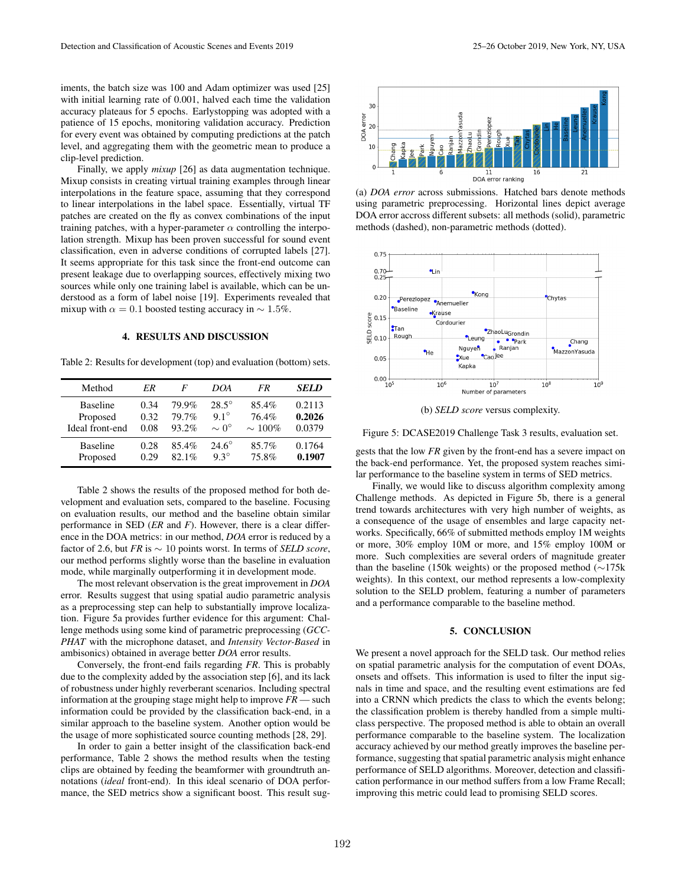iments, the batch size was 100 and Adam optimizer was used [25] with initial learning rate of 0.001, halved each time the validation accuracy plateaus for 5 epochs. Earlystopping was adopted with a patience of 15 epochs, monitoring validation accuracy. Prediction for every event was obtained by computing predictions at the patch level, and aggregating them with the geometric mean to produce a clip-level prediction.

Finally, we apply *mixup* [26] as data augmentation technique. Mixup consists in creating virtual training examples through linear interpolations in the feature space, assuming that they correspond to linear interpolations in the label space. Essentially, virtual TF patches are created on the fly as convex combinations of the input training patches, with a hyper-parameter $\alpha$ controlling the interpolation strength. Mixup has been proven successful for sound event classification, even in adverse conditions of corrupted labels [27]. It seems appropriate for this task since the front-end outcome can present leakage due to overlapping sources, effectively mixing two sources while only one training label is available, which can be understood as a form of label noise [19]. Experiments revealed that mixup with $\alpha = 0.1$ boosted testing accuracy in $\sim 1.5\%$.

## 4. RESULTS AND DISCUSSION

Table 2: Results for development (top) and evaluation (bottom) sets.

| Method | *ER* | *F* | *DOA* | *FR* | ***SELD*** |
|---|---|---|---|---|---|
| Baseline | 0.34 | 79.9% | 28.5° | 85.4% | 0.2113 |
| Proposed | 0.32 | 79.7% | 9.1° | 76.4% | **0.2026** |
| Ideal front-end | 0.08 | 93.2% | $\sim 0°$ | $\sim 100\%$ | 0.0379 |
| Baseline | 0.28 | 85.4% | 24.6° | 85.7% | 0.1764 |
| Proposed | 0.29 | 82.1% | 9.3° | 75.8% | **0.1907** |

Table 2 shows the results of the proposed method for both development and evaluation sets, compared to the baseline. Focusing on evaluation results, our method and the baseline obtain similar performance in SED (*ER* and *F*). However, there is a clear difference in the DOA metrics: in our method, *DOA* error is reduced by a factor of 2.6, but *FR* is $\sim 10$ points worst. In terms of *SELD score*, our method performs slightly worse than the baseline in evaluation mode, while marginally outperforming it in development mode.

The most relevant observation is the great improvement in *DOA* error. Results suggest that using spatial audio parametric analysis as a preprocessing step can help to substantially improve localization. Figure 5a provides further evidence for this argument: Challenge methods using some kind of parametric preprocessing (*GCC-PHAT* with the microphone dataset, and *Intensity Vector-Based* in ambisonics) obtained in average better *DOA* error results.

Conversely, the front-end fails regarding *FR*. This is probably due to the complexity added by the association step [6], and its lack of robustness under highly reverberant scenarios. Including spectral information at the grouping stage might help to improve *FR* — such information could be provided by the classification back-end, in a similar approach to the baseline system. Another option would be the usage of more sophisticated source counting methods [28, 29].

In order to gain a better insight of the classification back-end performance, Table 2 shows the method results when the testing clips are obtained by feeding the beamformer with groundtruth annotations (*ideal* front-end). In this ideal scenario of DOA performance, the SED metrics show a significant boost. This result suggests that the low *FR* given by the front-end has a severe impact on the back-end performance. Yet, the proposed system reaches similar performance to the baseline system in terms of SED metrics.

(a) *DOA error* across submissions. Hatched bars denote methods using parametric preprocessing. Horizontal lines depict average DOA error accross different subsets: all methods (solid), parametric methods (dashed), non-parametric methods (dotted).

(b) *SELD score* versus complexity.

Figure 5: DCASE2019 Challenge Task 3 results, evaluation set.

Finally, we would like to discuss algorithm complexity among Challenge methods. As depicted in Figure 5b, there is a general trend towards architectures with very high number of weights, as a consequence of the usage of ensembles and large capacity networks. Specifically, 66% of submitted methods employ 1M weights or more, 30% employ 10M or more, and 15% employ 100M or more. Such complexities are several orders of magnitude greater than the baseline (150k weights) or the proposed method ($\sim$175k weights). In this context, our method represents a low-complexity solution to the SELD problem, featuring a number of parameters and a performance comparable to the baseline method.

## 5. CONCLUSION

We present a novel approach for the SELD task. Our method relies on spatial parametric analysis for the computation of event DOAs, onsets and offsets. This information is used to filter the input signals in time and space, and the resulting event estimations are fed into a CRNN which predicts the class to which the events belong; the classification problem is thereby handled from a simple multi-class perspective. The proposed method is able to obtain an overall performance comparable to the baseline system. The localization accuracy achieved by our method greatly improves the baseline performance, suggesting that spatial parametric analysis might enhance performance of SELD algorithms. Moreover, detection and classification performance in our method suffers from a low Frame Recall; improving this metric could lead to promising SELD scores.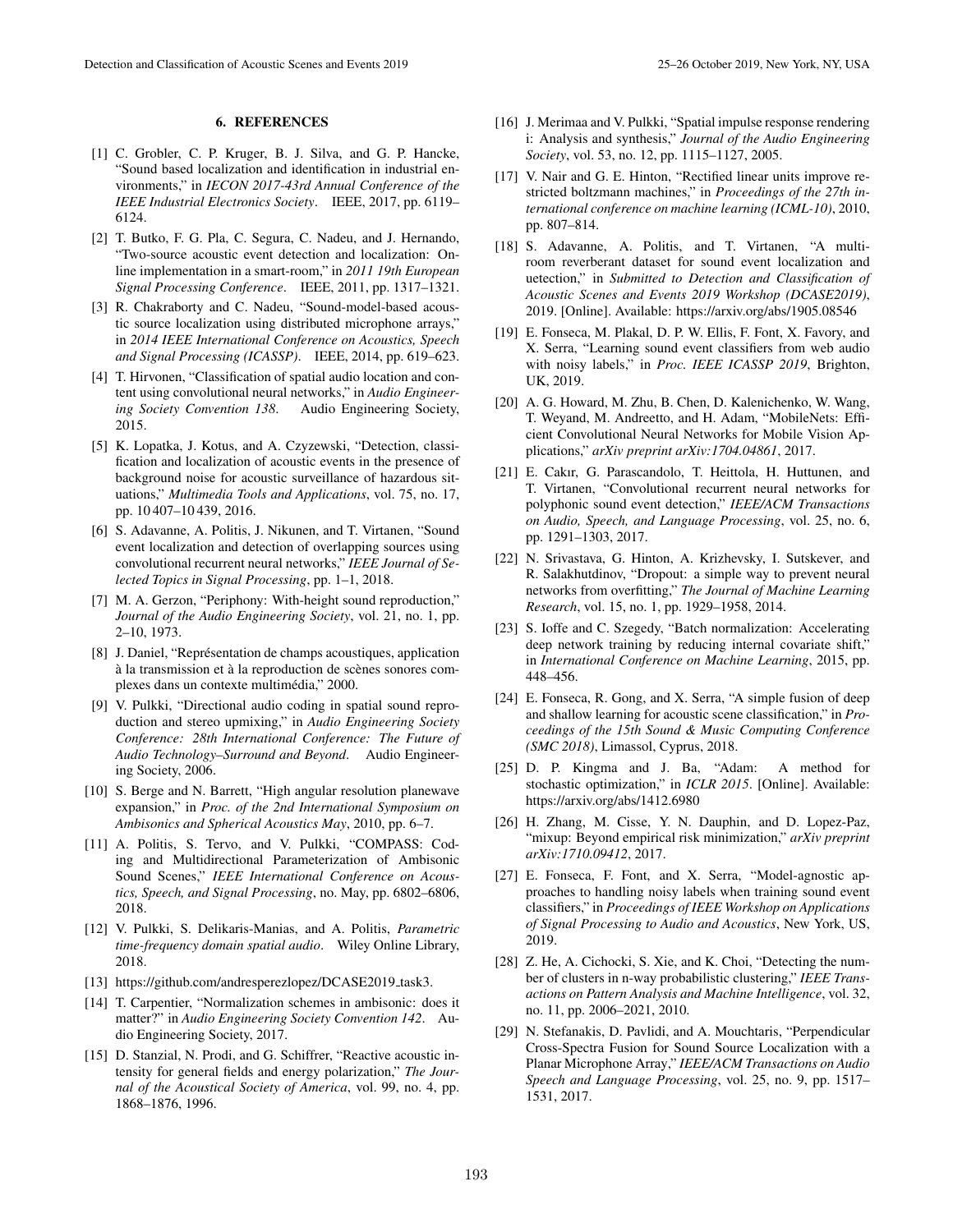## 6. REFERENCES

[1] C. Grobler, C. P. Kruger, B. J. Silva, and G. P. Hancke, "Sound based localization and identification in industrial environments," in *IECON 2017-43rd Annual Conference of the IEEE Industrial Electronics Society*. IEEE, 2017, pp. 6119–6124.

[2] T. Butko, F. G. Pla, C. Segura, C. Nadeu, and J. Hernando, "Two-source acoustic event detection and localization: Online implementation in a smart-room," in *2011 19th European Signal Processing Conference*. IEEE, 2011, pp. 1317–1321.

[3] R. Chakraborty and C. Nadeu, "Sound-model-based acoustic source localization using distributed microphone arrays," in *2014 IEEE International Conference on Acoustics, Speech and Signal Processing (ICASSP)*. IEEE, 2014, pp. 619–623.

[4] T. Hirvonen, "Classification of spatial audio location and content using convolutional neural networks," in *Audio Engineering Society Convention 138*. Audio Engineering Society, 2015.

[5] K. Lopatka, J. Kotus, and A. Czyzewski, "Detection, classification and localization of acoustic events in the presence of background noise for acoustic surveillance of hazardous situations," *Multimedia Tools and Applications*, vol. 75, no. 17, pp. 10 407–10 439, 2016.

[6] S. Adavanne, A. Politis, J. Nikunen, and T. Virtanen, "Sound event localization and detection of overlapping sources using convolutional recurrent neural networks," *IEEE Journal of Selected Topics in Signal Processing*, pp. 1–1, 2018.

[7] M. A. Gerzon, "Periphony: With-height sound reproduction," *Journal of the Audio Engineering Society*, vol. 21, no. 1, pp. 2–10, 1973.

[8] J. Daniel, "Représentation de champs acoustiques, application à la transmission et à la reproduction de scènes sonores complexes dans un contexte multimédia," 2000.

[9] V. Pulkki, "Directional audio coding in spatial sound reproduction and stereo upmixing," in *Audio Engineering Society Conference: 28th International Conference: The Future of Audio Technology–Surround and Beyond*. Audio Engineering Society, 2006.

[10] S. Berge and N. Barrett, "High angular resolution planewave expansion," in *Proc. of the 2nd International Symposium on Ambisonics and Spherical Acoustics May*, 2010, pp. 6–7.

[11] A. Politis, S. Tervo, and V. Pulkki, "COMPASS: Coding and Multidirectional Parameterization of Ambisonic Sound Scenes," *IEEE International Conference on Acoustics, Speech, and Signal Processing*, no. May, pp. 6802–6806, 2018.

[12] V. Pulkki, S. Delikaris-Manias, and A. Politis, *Parametric time-frequency domain spatial audio*. Wiley Online Library, 2018.

[13] https://github.com/andresperezlopez/DCASE2019_task3.

[14] T. Carpentier, "Normalization schemes in ambisonic: does it matter?" in *Audio Engineering Society Convention 142*. Audio Engineering Society, 2017.

[15] D. Stanzial, N. Prodi, and G. Schiffrer, "Reactive acoustic intensity for general fields and energy polarization," *The Journal of the Acoustical Society of America*, vol. 99, no. 4, pp. 1868–1876, 1996.

[16] J. Merimaa and V. Pulkki, "Spatial impulse response rendering i: Analysis and synthesis," *Journal of the Audio Engineering Society*, vol. 53, no. 12, pp. 1115–1127, 2005.

[17] V. Nair and G. E. Hinton, "Rectified linear units improve restricted boltzmann machines," in *Proceedings of the 27th international conference on machine learning (ICML-10)*, 2010, pp. 807–814.

[18] S. Adavanne, A. Politis, and T. Virtanen, "A multi-room reverberant dataset for sound event localization and uetection," in *Submitted to Detection and Classification of Acoustic Scenes and Events 2019 Workshop (DCASE2019)*, 2019. [Online]. Available: https://arxiv.org/abs/1905.08546

[19] E. Fonseca, M. Plakal, D. P. W. Ellis, F. Font, X. Favory, and X. Serra, "Learning sound event classifiers from web audio with noisy labels," in *Proc. IEEE ICASSP 2019*, Brighton, UK, 2019.

[20] A. G. Howard, M. Zhu, B. Chen, D. Kalenichenko, W. Wang, T. Weyand, M. Andreetto, and H. Adam, "MobileNets: Efficient Convolutional Neural Networks for Mobile Vision Applications," *arXiv preprint arXiv:1704.04861*, 2017.

[21] E. Cakır, G. Parascandolo, T. Heittola, H. Huttunen, and T. Virtanen, "Convolutional recurrent neural networks for polyphonic sound event detection," *IEEE/ACM Transactions on Audio, Speech, and Language Processing*, vol. 25, no. 6, pp. 1291–1303, 2017.

[22] N. Srivastava, G. Hinton, A. Krizhevsky, I. Sutskever, and R. Salakhutdinov, "Dropout: a simple way to prevent neural networks from overfitting," *The Journal of Machine Learning Research*, vol. 15, no. 1, pp. 1929–1958, 2014.

[23] S. Ioffe and C. Szegedy, "Batch normalization: Accelerating deep network training by reducing internal covariate shift," in *International Conference on Machine Learning*, 2015, pp. 448–456.

[24] E. Fonseca, R. Gong, and X. Serra, "A simple fusion of deep and shallow learning for acoustic scene classification," in *Proceedings of the 15th Sound & Music Computing Conference (SMC 2018)*, Limassol, Cyprus, 2018.

[25] D. P. Kingma and J. Ba, "Adam: A method for stochastic optimization," in *ICLR 2015*. [Online]. Available: https://arxiv.org/abs/1412.6980

[26] H. Zhang, M. Cisse, Y. N. Dauphin, and D. Lopez-Paz, "mixup: Beyond empirical risk minimization," *arXiv preprint arXiv:1710.09412*, 2017.

[27] E. Fonseca, F. Font, and X. Serra, "Model-agnostic approaches to handling noisy labels when training sound event classifiers," in *Proceedings of IEEE Workshop on Applications of Signal Processing to Audio and Acoustics*, New York, US, 2019.

[28] Z. He, A. Cichocki, S. Xie, and K. Choi, "Detecting the number of clusters in n-way probabilistic clustering," *IEEE Transactions on Pattern Analysis and Machine Intelligence*, vol. 32, no. 11, pp. 2006–2021, 2010.

[29] N. Stefanakis, D. Pavlidi, and A. Mouchtaris, "Perpendicular Cross-Spectra Fusion for Sound Source Localization with a Planar Microphone Array," *IEEE/ACM Transactions on Audio Speech and Language Processing*, vol. 25, no. 9, pp. 1517–1531, 2017.